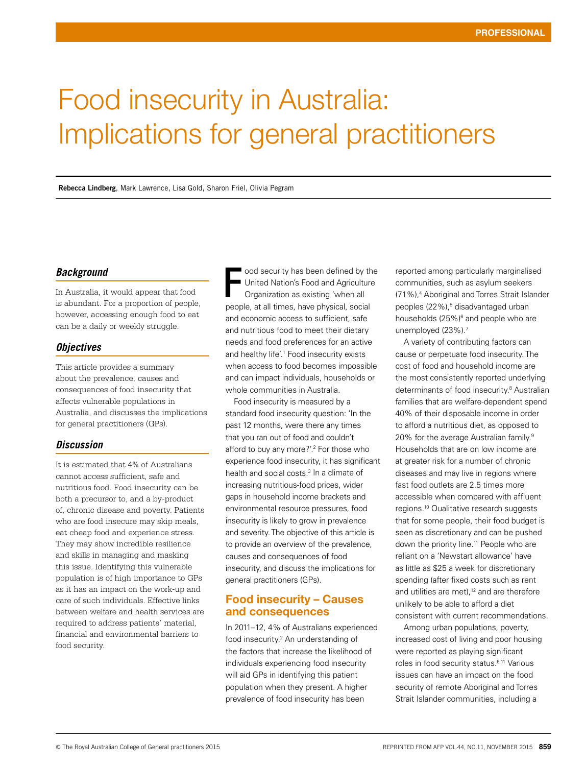# Food insecurity in Australia: Implications for general practitioners

**Rebecca Lindberg**, Mark Lawrence, Lisa Gold, Sharon Friel, Olivia Pegram

### *Background*

In Australia, it would appear that food is abundant. For a proportion of people, however, accessing enough food to eat can be a daily or weekly struggle.

### *Objectives*

This article provides a summary about the prevalence, causes and consequences of food insecurity that affects vulnerable populations in Australia, and discusses the implications for general practitioners (GPs).

### *Discussion*

It is estimated that 4% of Australians cannot access sufficient, safe and nutritious food. Food insecurity can be both a precursor to, and a by-product of, chronic disease and poverty. Patients who are food insecure may skip meals, eat cheap food and experience stress. They may show incredible resilience and skills in managing and masking this issue. Identifying this vulnerable population is of high importance to GPs as it has an impact on the work-up and care of such individuals. Effective links between welfare and health services are required to address patients' material, financial and environmental barriers to food security.

Food security has been defined by the United Nation's Food and Agriculture Organization as existing 'when all people, at all times, have physical, social and economic access to sufficient, safe and nutritious food to meet their dietary needs and food preferences for an active and healthy life'.[1] Food insecurity exists when access to food becomes impossible and can impact individuals, households or whole communities in Australia.

Food insecurity is measured by a standard food insecurity question: 'In the past 12 months, were there any times that you ran out of food and couldn't afford to buy any more?'.[2] For those who experience food insecurity, it has significant health and social costs.[3] In a climate of increasing nutritious-food prices, wider gaps in household income brackets and environmental resource pressures, food insecurity is likely to grow in prevalence and severity. The objective of this article is to provide an overview of the prevalence, causes and consequences of food insecurity, and discuss the implications for general practitioners (GPs).

## Food insecurity – Causes and consequences

In 2011–12, 4% of Australians experienced food insecurity.[2] An understanding of the factors that increase the likelihood of individuals experiencing food insecurity will aid GPs in identifying this patient population when they present. A higher prevalence of food insecurity has been reported among particularly marginalised communities, such as asylum seekers (71%),[4] Aboriginal and Torres Strait Islander peoples (22%),[5] disadvantaged urban households (25%)[6] and people who are unemployed (23%).[7]

A variety of contributing factors can cause or perpetuate food insecurity. The cost of food and household income are the most consistently reported underlying determinants of food insecurity.[8] Australian families that are welfare-dependent spend 40% of their disposable income in order to afford a nutritious diet, as opposed to 20% for the average Australian family.[9] Households that are on low income are at greater risk for a number of chronic diseases and may live in regions where fast food outlets are 2.5 times more accessible when compared with affluent regions.[10] Qualitative research suggests that for some people, their food budget is seen as discretionary and can be pushed down the priority line.[11] People who are reliant on a 'Newstart allowance' have as little as $25 a week for discretionary spending (after fixed costs such as rent and utilities are met),[12] and are therefore unlikely to be able to afford a diet consistent with current recommendations.

Among urban populations, poverty, increased cost of living and poor housing were reported as playing significant roles in food security status.[6,11] Various issues can have an impact on the food security of remote Aboriginal and Torres Strait Islander communities, including a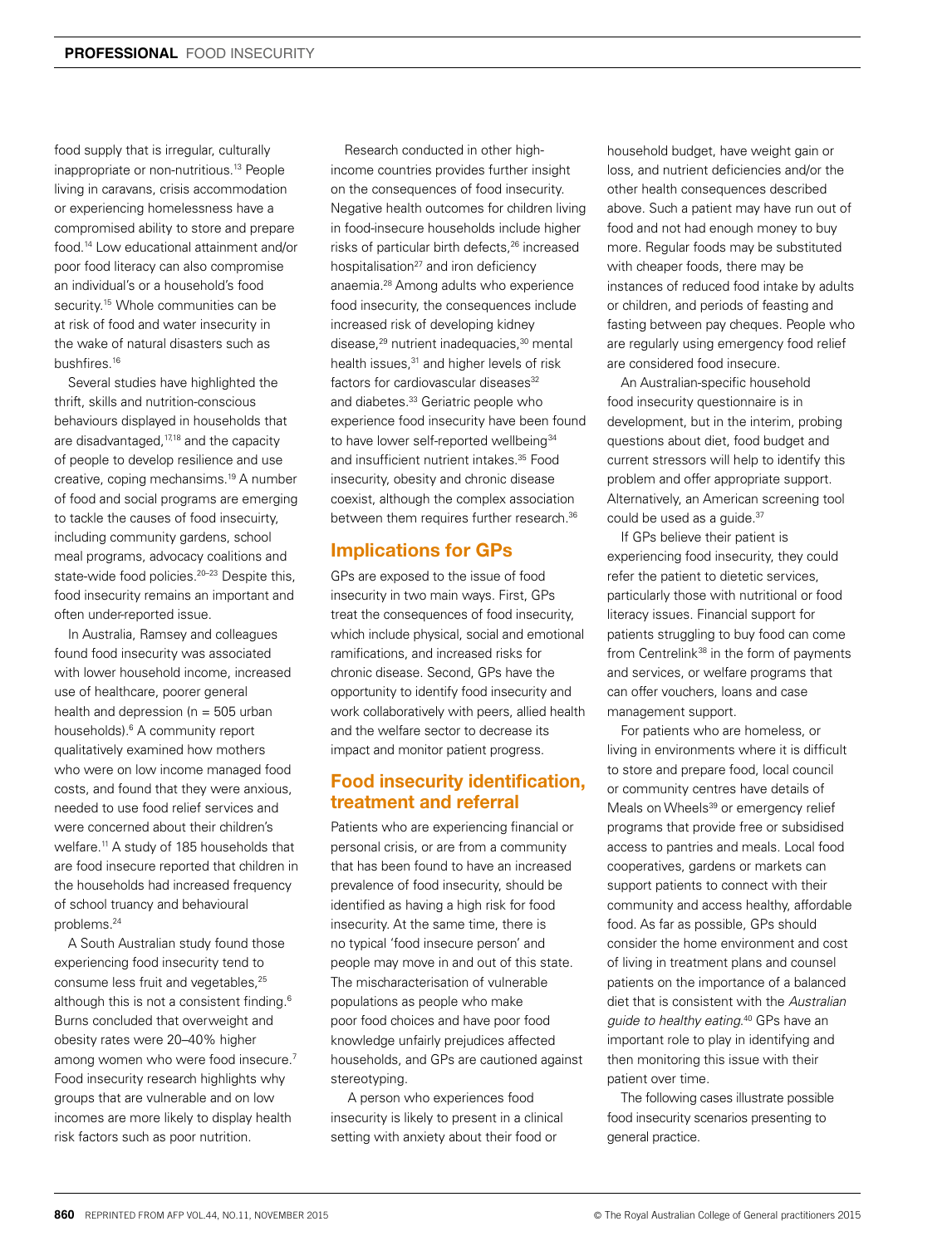food supply that is irregular, culturally inappropriate or non-nutritious.[13] People living in caravans, crisis accommodation or experiencing homelessness have a compromised ability to store and prepare food.[14] Low educational attainment and/or poor food literacy can also compromise an individual's or a household's food security.[15] Whole communities can be at risk of food and water insecurity in the wake of natural disasters such as bushfires.[16]

Several studies have highlighted the thrift, skills and nutrition-conscious behaviours displayed in households that are disadvantaged,[17,18] and the capacity of people to develop resilience and use creative, coping mechansims.[19] A number of food and social programs are emerging to tackle the causes of food insecurity, including community gardens, school meal programs, advocacy coalitions and state-wide food policies.[20–23] Despite this, food insecurity remains an important and often under-reported issue.

In Australia, Ramsey and colleagues found food insecurity was associated with lower household income, increased use of healthcare, poorer general health and depression (n = 505 urban households).[6] A community report qualitatively examined how mothers who were on low income managed food costs, and found that they were anxious, needed to use food relief services and were concerned about their children's welfare.[11] A study of 185 households that are food insecure reported that children in the households had increased frequency of school truancy and behavioural problems.[24]

A South Australian study found those experiencing food insecurity tend to consume less fruit and vegetables,[25] although this is not a consistent finding.[6] Burns concluded that overweight and obesity rates were 20–40% higher among women who were food insecure.[7] Food insecurity research highlights why groups that are vulnerable and on low incomes are more likely to display health risk factors such as poor nutrition.

Research conducted in other high-income countries provides further insight on the consequences of food insecurity. Negative health outcomes for children living in food-insecure households include higher risks of particular birth defects,[26] increased hospitalisation[27] and iron deficiency anaemia.[28] Among adults who experience food insecurity, the consequences include increased risk of developing kidney disease,[29] nutrient inadequacies,[30] mental health issues,[31] and higher levels of risk factors for cardiovascular diseases[32] and diabetes.[33] Geriatric people who experience food insecurity have been found to have lower self-reported wellbeing[34] and insufficient nutrient intakes.[35] Food insecurity, obesity and chronic disease coexist, although the complex association between them requires further research.[36]

## Implications for GPs

GPs are exposed to the issue of food insecurity in two main ways. First, GPs treat the consequences of food insecurity, which include physical, social and emotional ramifications, and increased risks for chronic disease. Second, GPs have the opportunity to identify food insecurity and work collaboratively with peers, allied health and the welfare sector to decrease its impact and monitor patient progress.

## Food insecurity identification, treatment and referral

Patients who are experiencing financial or personal crisis, or are from a community that has been found to have an increased prevalence of food insecurity, should be identified as having a high risk for food insecurity. At the same time, there is no typical 'food insecure person' and people may move in and out of this state. The mischaracterisation of vulnerable populations as people who make poor food choices and have poor food knowledge unfairly prejudices affected households, and GPs are cautioned against stereotyping.

A person who experiences food insecurity is likely to present in a clinical setting with anxiety about their food or household budget, have weight gain or loss, and nutrient deficiencies and/or the other health consequences described above. Such a patient may have run out of food and not had enough money to buy more. Regular foods may be substituted with cheaper foods, there may be instances of reduced food intake by adults or children, and periods of feasting and fasting between pay cheques. People who are regularly using emergency food relief are considered food insecure.

An Australian-specific household food insecurity questionnaire is in development, but in the interim, probing questions about diet, food budget and current stressors will help to identify this problem and offer appropriate support. Alternatively, an American screening tool could be used as a guide.[37]

If GPs believe their patient is experiencing food insecurity, they could refer the patient to dietetic services, particularly those with nutritional or food literacy issues. Financial support for patients struggling to buy food can come from Centrelink[38] in the form of payments and services, or welfare programs that can offer vouchers, loans and case management support.

For patients who are homeless, or living in environments where it is difficult to store and prepare food, local council or community centres have details of Meals on Wheels[39] or emergency relief programs that provide free or subsidised access to pantries and meals. Local food cooperatives, gardens or markets can support patients to connect with their community and access healthy, affordable food. As far as possible, GPs should consider the home environment and cost of living in treatment plans and counsel patients on the importance of a balanced diet that is consistent with the *Australian guide to healthy eating*.[40] GPs have an important role to play in identifying and then monitoring this issue with their patient over time.

The following cases illustrate possible food insecurity scenarios presenting to general practice.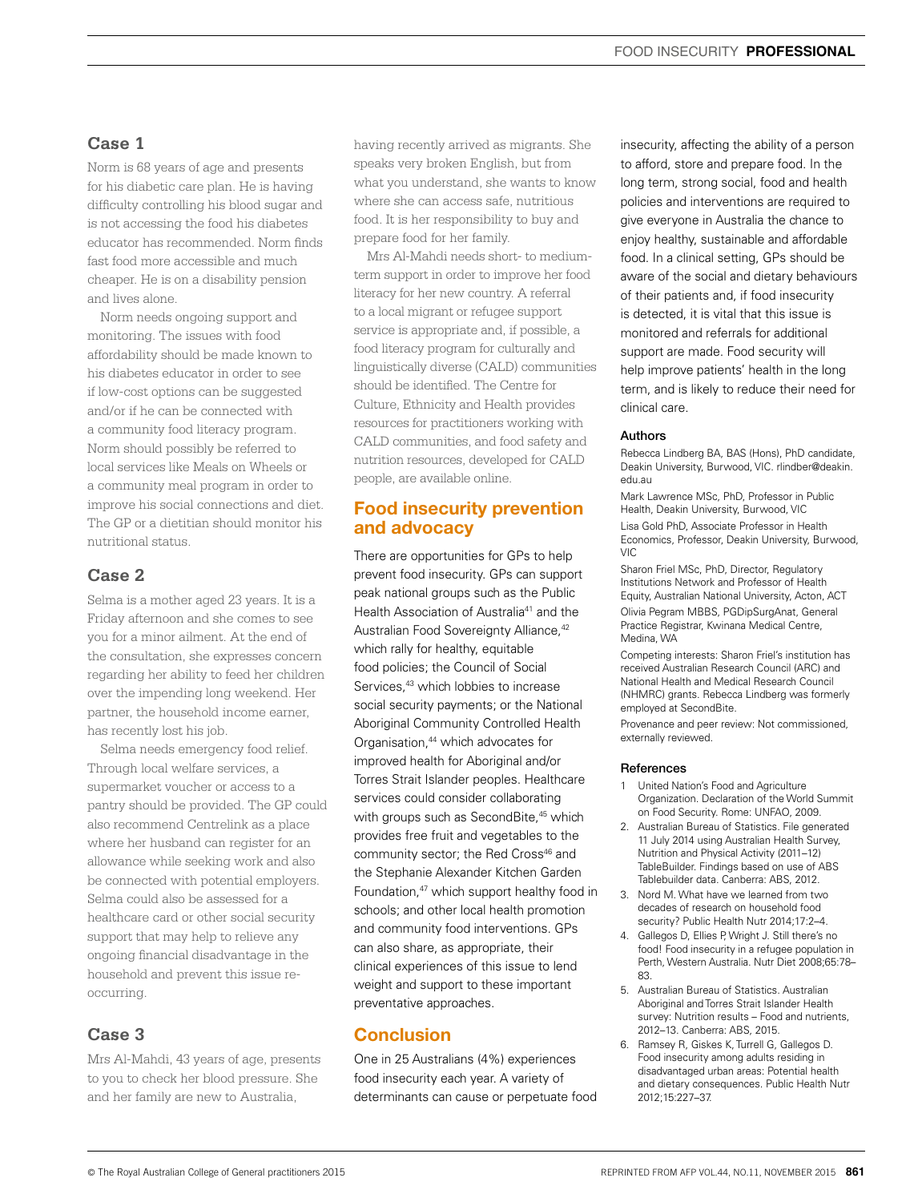## Case 1

Norm is 68 years of age and presents for his diabetic care plan. He is having difficulty controlling his blood sugar and is not accessing the food his diabetes educator has recommended. Norm finds fast food more accessible and much cheaper. He is on a disability pension and lives alone.

Norm needs ongoing support and monitoring. The issues with food affordability should be made known to his diabetes educator in order to see if low-cost options can be suggested and/or if he can be connected with a community food literacy program. Norm should possibly be referred to local services like Meals on Wheels or a community meal program in order to improve his social connections and diet. The GP or a dietitian should monitor his nutritional status.

## Case 2

Selma is a mother aged 23 years. It is a Friday afternoon and she comes to see you for a minor ailment. At the end of the consultation, she expresses concern regarding her ability to feed her children over the impending long weekend. Her partner, the household income earner, has recently lost his job.

Selma needs emergency food relief. Through local welfare services, a supermarket voucher or access to a pantry should be provided. The GP could also recommend Centrelink as a place where her husband can register for an allowance while seeking work and also be connected with potential employers. Selma could also be assessed for a healthcare card or other social security support that may help to relieve any ongoing financial disadvantage in the household and prevent this issue re-occurring.

## Case 3

Mrs Al-Mahdi, 43 years of age, presents to you to check her blood pressure. She and her family are new to Australia, having recently arrived as migrants. She speaks very broken English, but from what you understand, she wants to know where she can access safe, nutritious food. It is her responsibility to buy and prepare food for her family.

Mrs Al-Mahdi needs short- to medium-term support in order to improve her food literacy for her new country. A referral to a local migrant or refugee support service is appropriate and, if possible, a food literacy program for culturally and linguistically diverse (CALD) communities should be identified. The Centre for Culture, Ethnicity and Health provides resources for practitioners working with CALD communities, and food safety and nutrition resources, developed for CALD people, are available online.

## Food insecurity prevention and advocacy

There are opportunities for GPs to help prevent food insecurity. GPs can support peak national groups such as the Public Health Association of Australia[41] and the Australian Food Sovereignty Alliance,[42] which rally for healthy, equitable food policies; the Council of Social Services,[43] which lobbies to increase social security payments; or the National Aboriginal Community Controlled Health Organisation,[44] which advocates for improved health for Aboriginal and/or Torres Strait Islander peoples. Healthcare services could consider collaborating with groups such as SecondBite,[45] which provides free fruit and vegetables to the community sector; the Red Cross[46] and the Stephanie Alexander Kitchen Garden Foundation,[47] which support healthy food in schools; and other local health promotion and community food interventions. GPs can also share, as appropriate, their clinical experiences of this issue to lend weight and support to these important preventative approaches.

## Conclusion

One in 25 Australians (4%) experiences food insecurity each year. A variety of determinants can cause or perpetuate food insecurity, affecting the ability of a person to afford, store and prepare food. In the long term, strong social, food and health policies and interventions are required to give everyone in Australia the chance to enjoy healthy, sustainable and affordable food. In a clinical setting, GPs should be aware of the social and dietary behaviours of their patients and, if food insecurity is detected, it is vital that this issue is monitored and referrals for additional support are made. Food security will help improve patients' health in the long term, and is likely to reduce their need for clinical care.

### Authors

Rebecca Lindberg BA, BAS (Hons), PhD candidate, Deakin University, Burwood, VIC. rlindber@deakin.edu.au

Mark Lawrence MSc, PhD, Professor in Public Health, Deakin University, Burwood, VIC

Lisa Gold PhD, Associate Professor in Health Economics, Professor, Deakin University, Burwood, VIC

Sharon Friel MSc, PhD, Director, Regulatory Institutions Network and Professor of Health Equity, Australian National University, Acton, ACT

Olivia Pegram MBBS, PGDipSurgAnat, General Practice Registrar, Kwinana Medical Centre, Medina, WA

Competing interests: Sharon Friel's institution has received Australian Research Council (ARC) and National Health and Medical Research Council (NHMRC) grants. Rebecca Lindberg was formerly employed at SecondBite.

Provenance and peer review: Not commissioned, externally reviewed.

### References

1. United Nation's Food and Agriculture Organization. Declaration of the World Summit on Food Security. Rome: UNFAO, 2009.
2. Australian Bureau of Statistics. File generated 11 July 2014 using Australian Health Survey, Nutrition and Physical Activity (2011–12) TableBuilder. Findings based on use of ABS Tablebuilder data. Canberra: ABS, 2012.
3. Nord M. What have we learned from two decades of research on household food security? Public Health Nutr 2014;17:2–4.
4. Gallegos D, Ellies P, Wright J. Still there's no food! Food insecurity in a refugee population in Perth, Western Australia. Nutr Diet 2008;65:78–83.
5. Australian Bureau of Statistics. Australian Aboriginal and Torres Strait Islander Health survey: Nutrition results – Food and nutrients, 2012–13. Canberra: ABS, 2015.
6. Ramsey R, Giskes K, Turrell G, Gallegos D. Food insecurity among adults residing in disadvantaged urban areas: Potential health and dietary consequences. Public Health Nutr 2012;15:227–37.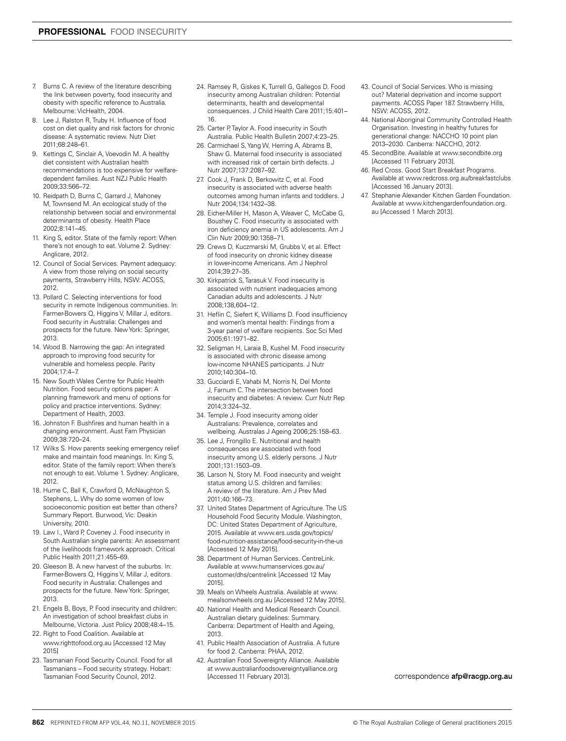7. Burns C. A review of the literature describing the link between poverty, food insecurity and obesity with specific reference to Australia. Melbourne: VicHealth, 2004.
8. Lee J, Ralston R, Truby H. Influence of food cost on diet quality and risk factors for chronic disease: A systematic review. Nutr Diet 2011;68:248–61.
9. Kettings C, Sinclair A, Voevodin M. A healthy diet consistent with Australian health recommendations is too expensive for welfare-dependent families. Aust NZJ Public Health 2009;33:566–72.
10. Reidpath D, Burns C, Garrard J, Mahoney M, Townsend M. An ecological study of the relationship between social and environmental determinants of obesity. Health Place 2002;8:141–45.
11. King S, editor. State of the family report: When there's not enough to eat. Volume 2. Sydney: Anglicare, 2012.
12. Council of Social Services. Payment adequacy: A view from those relying on social security payments, Strawberry Hills, NSW: ACOSS, 2012.
13. Pollard C. Selecting interventions for food security in remote Indigenous communities. In: Farmer-Bowers Q, Higgins V, Millar J, editors. Food security in Australia: Challenges and prospects for the future. New York: Springer, 2013.
14. Wood B. Narrowing the gap: An integrated approach to improving food security for vulnerable and homeless people. Parity 2004;17:4–7.
15. New South Wales Centre for Public Health Nutrition. Food security options paper: A planning framework and menu of options for policy and practice interventions. Sydney: Department of Health, 2003.
16. Johnston F. Bushfires and human health in a changing environment. Aust Fam Physician 2009;38:720–24.
17. Wilks S. How parents seeking emergency relief make and maintain food meanings. In: King S, editor. State of the family report: When there's not enough to eat. Volume 1. Sydney: Anglicare, 2012.
18. Hume C, Ball K, Crawford D, McNaughton S, Stephens, L. Why do some women of low socioeconomic position eat better than others? Summary Report. Burwood, Vic: Deakin University, 2010.
19. Law I., Ward P, Coveney J. Food insecurity in South Australian single parents: An assessment of the livelihoods framework approach. Critical Public Health 2011;21:455–69.
20. Gleeson B. A new harvest of the suburbs. In: Farmer-Bowers Q, Higgins V, Millar J, editors. Food security in Australia: Challenges and prospects for the future. New York: Springer, 2013.
21. Engels B, Boys, P. Food insecurity and children: An investigation of school breakfast clubs in Melbourne, Victoria. Just Policy 2008;48:4–15.
22. Right to Food Coalition. Available at www.righttofood.org.au [Accessed 12 May 2015]
23. Tasmanian Food Security Council. Food for all Tasmanians – Food security strategy. Hobart: Tasmanian Food Security Council, 2012.
24. Ramsey R, Giskes K, Turrell G, Gallegos D. Food insecurity among Australian children: Potential determinants, health and developmental consequences. J Child Health Care 2011;15:401–16.
25. Carter P, Taylor A. Food insecurity in South Australia. Public Health Bulletin 2007;4:23–25.
26. Carmichael S, Yang W, Herring A, Abrams B, Shaw G. Maternal food insecurity is associated with increased risk of certain birth defects. J Nutr 2007;137:2087–92.
27. Cook J, Frank D, Berkowitz C, et al. Food insecurity is associated with adverse health outcomes among human infants and toddlers. J Nutr 2004;134:1432–38.
28. Eicher-Miller H, Mason A, Weaver C, McCabe G, Boushey C. Food insecurity is associated with iron deficiency anemia in US adolescents. Am J Clin Nutr 2009;90:1358–71.
29. Crews D, Kuczmarski M, Grubbs V, et al. Effect of food insecurity on chronic kidney disease in lower-income Americans. Am J Nephrol 2014;39:27–35.
30. Kirkpatrick S, Tarasuk V. Food insecurity is associated with nutrient inadequacies among Canadian adults and adolescents. J Nutr 2008;138,604–12.
31. Heflin C, Siefert K, Williams D. Food insufficiency and women's mental health: Findings from a 3-year panel of welfare recipients. Soc Sci Med 2005;61:1971–82.
32. Seligman H, Laraia B, Kushel M. Food insecurity is associated with chronic disease among low-income NHANES participants. J Nutr 2010;140:304–10.
33. Gucciardi E, Vahabi M, Norris N, Del Monte J, Farnum C. The intersection between food insecurity and diabetes: A review. Curr Nutr Rep 2014;3:324–32.
34. Temple J. Food insecurity among older Australians: Prevalence, correlates and wellbeing. Australas J Ageing 2006;25:158–63.
35. Lee J, Frongillo E. Nutritional and health consequences are associated with food insecurity among U.S. elderly persons. J Nutr 2001;131:1503–09.
36. Larson N, Story M. Food insecurity and weight status among U.S. children and families: A review of the literature. Am J Prev Med 2011;40:166–73.
37. United States Department of Agriculture. The US Household Food Security Module. Washington, DC: United States Department of Agriculture, 2015. Available at www.ers.usda.gov/topics/food-nutrition-assistance/food-security-in-the-us [Accessed 12 May 2015].
38. Department of Human Services. CentreLink. Available at www.humanservices.gov.au/customer/dhs/centrelink [Accessed 12 May 2015].
39. Meals on Wheels Australia. Available at www.mealsonwheels.org.au [Accessed 12 May 2015].
40. National Health and Medical Research Council. Australian dietary guidelines: Summary. Canberra: Department of Health and Ageing, 2013.
41. Public Health Association of Australia. A future for food 2. Canberra: PHAA, 2012.
42. Australian Food Sovereignty Alliance. Available at www.australianfoodsovereigntyalliance.org [Accessed 11 February 2013].
43. Council of Social Services. Who is missing out? Material deprivation and income support payments. ACOSS Paper 187. Strawberry Hills, NSW: ACOSS, 2012.
44. National Aboriginal Community Controlled Health Organisation. Investing in healthy futures for generational change: NACCHO 10 point plan 2013–2030. Canberra: NACCHO, 2012.
45. SecondBite. Available at www.secondbite.org [Accessed 11 February 2013].
46. Red Cross. Good Start Breakfast Programs. Available at www.redcross.org.au/breakfastclubs [Accessed 16 January 2013].
47. Stephanie Alexander Kitchen Garden Foundation. Available at www.kitchengardenfoundation.org.au [Accessed 1 March 2013].

correspondence **afp@racgp.org.au**